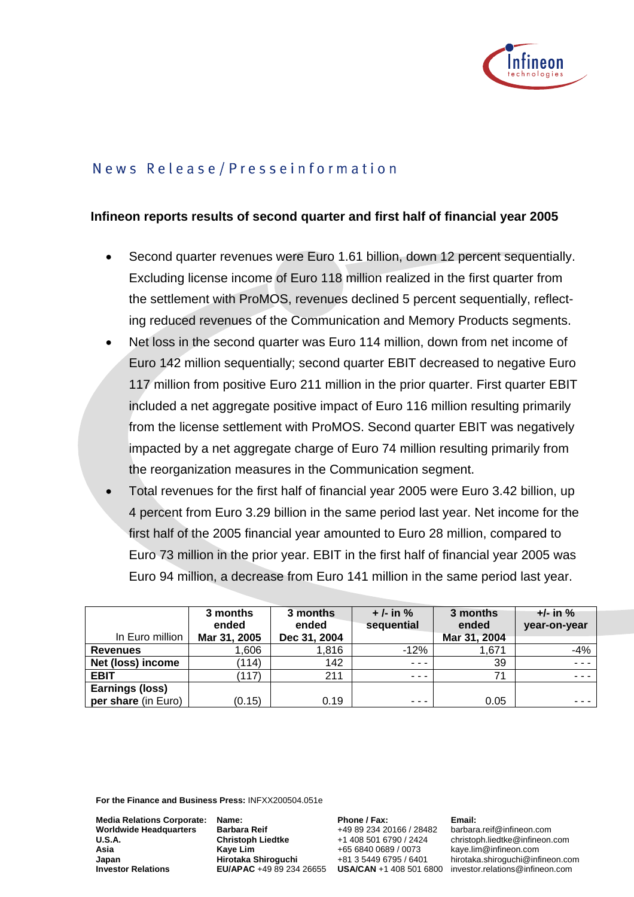News Release/Presseinformation

**Infineon reports results of second quarter and first half of financial year 2005**

- Second quarter revenues were Euro 1.61 billion, down 12 percent sequentially. Excluding license income of Euro 118 million realized in the first quarter from the settlement with ProMOS, revenues declined 5 percent sequentially, reflecting reduced revenues of the Communication and Memory Products segments.
- Net loss in the second quarter was Euro 114 million, down from net income of Euro 142 million sequentially; second quarter EBIT decreased to negative Euro 117 million from positive Euro 211 million in the prior quarter. First quarter EBIT included a net aggregate positive impact of Euro 116 million resulting primarily from the license settlement with ProMOS. Second quarter EBIT was negatively impacted by a net aggregate charge of Euro 74 million resulting primarily from the reorganization measures in the Communication segment.
- Total revenues for the first half of financial year 2005 were Euro 3.42 billion, up 4 percent from Euro 3.29 billion in the same period last year. Net income for the first half of the 2005 financial year amounted to Euro 28 million, compared to Euro 73 million in the prior year. EBIT in the first half of financial year 2005 was Euro 94 million, a decrease from Euro 141 million in the same period last year.

| In Euro million | 3 months ended Mar 31, 2005 | 3 months ended Dec 31, 2004 | + /- in % sequential | 3 months ended Mar 31, 2004 | +/- in % year-on-year |
|---|---|---|---|---|---|
| **Revenues** | 1,606 | 1,816 | -12% | 1,671 | -4% |
| **Net (loss) income** | (114) | 142 | - - - | 39 | - - - |
| **EBIT** | (117) | 211 | - - - | 71 | - - - |
| **Earnings (loss) per share** (in Euro) | (0.15) | 0.19 | - - - | 0.05 | - - - |

**For the Finance and Business Press:** INFXX200504.051e

| **Media Relations Corporate:** | **Name:** | **Phone / Fax:** | **Email:** |
|---|---|---|---|
| **Worldwide Headquarters** | **Barbara Reif** | +49 89 234 20166 / 28482 | barbara.reif@infineon.com |
| **U.S.A.** | **Christoph Liedtke** | +1 408 501 6790 / 2424 | christoph.liedtke@infineon.com |
| **Asia** | **Kaye Lim** | +65 6840 0689 / 0073 | kaye.lim@infineon.com |
| **Japan** | **Hirotaka Shiroguchi** | +81 3 5449 6795 / 6401 | hirotaka.shiroguchi@infineon.com |
| **Investor Relations** | **EU/APAC** +49 89 234 26655 | **USA/CAN** +1 408 501 6800 | investor.relations@infineon.com |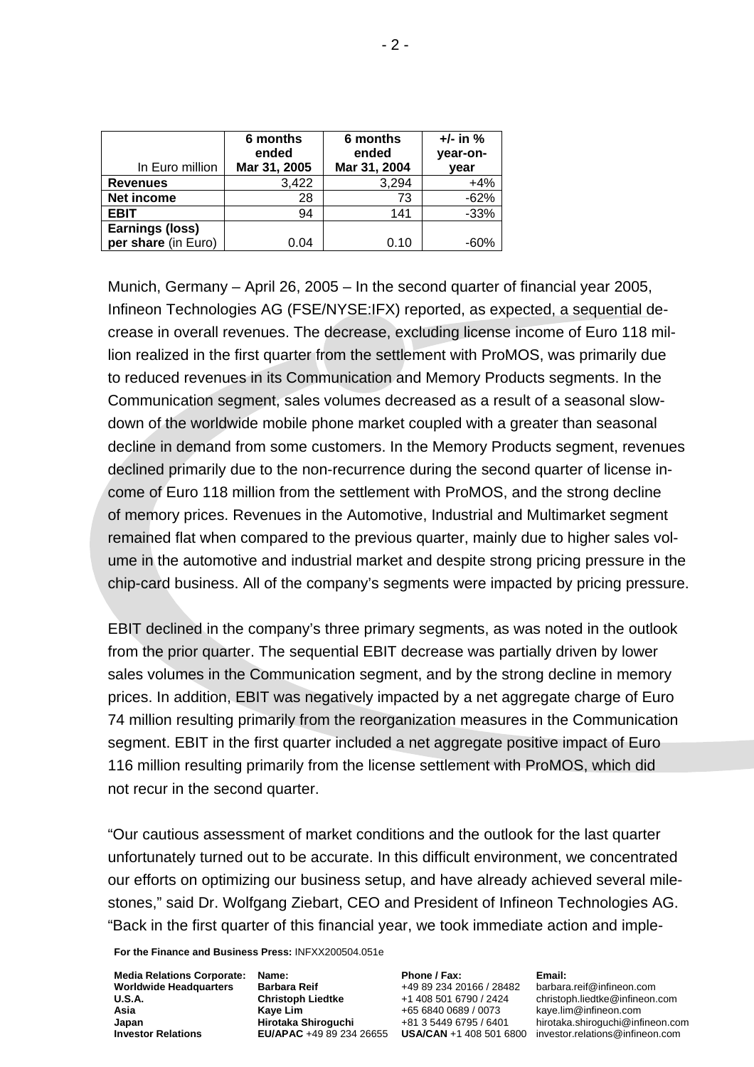| In Euro million | 6 months ended Mar 31, 2005 | 6 months ended Mar 31, 2004 | +/- in % year-on-year |
|---|---|---|---|
| **Revenues** | 3,422 | 3,294 | +4% |
| **Net income** | 28 | 73 | -62% |
| **EBIT** | 94 | 141 | -33% |
| **Earnings (loss) per share** (in Euro) | 0.04 | 0.10 | -60% |

Munich, Germany – April 26, 2005 – In the second quarter of financial year 2005, Infineon Technologies AG (FSE/NYSE:IFX) reported, as expected, a sequential decrease in overall revenues. The decrease, excluding license income of Euro 118 million realized in the first quarter from the settlement with ProMOS, was primarily due to reduced revenues in its Communication and Memory Products segments. In the Communication segment, sales volumes decreased as a result of a seasonal slowdown of the worldwide mobile phone market coupled with a greater than seasonal decline in demand from some customers. In the Memory Products segment, revenues declined primarily due to the non-recurrence during the second quarter of license income of Euro 118 million from the settlement with ProMOS, and the strong decline of memory prices. Revenues in the Automotive, Industrial and Multimarket segment remained flat when compared to the previous quarter, mainly due to higher sales volume in the automotive and industrial market and despite strong pricing pressure in the chip-card business. All of the company's segments were impacted by pricing pressure.

EBIT declined in the company's three primary segments, as was noted in the outlook from the prior quarter. The sequential EBIT decrease was partially driven by lower sales volumes in the Communication segment, and by the strong decline in memory prices. In addition, EBIT was negatively impacted by a net aggregate charge of Euro 74 million resulting primarily from the reorganization measures in the Communication segment. EBIT in the first quarter included a net aggregate positive impact of Euro 116 million resulting primarily from the license settlement with ProMOS, which did not recur in the second quarter.

"Our cautious assessment of market conditions and the outlook for the last quarter unfortunately turned out to be accurate. In this difficult environment, we concentrated our efforts on optimizing our business setup, and have already achieved several milestones," said Dr. Wolfgang Ziebart, CEO and President of Infineon Technologies AG. "Back in the first quarter of this financial year, we took immediate action and imple-

**For the Finance and Business Press:** INFXX200504.051e

| **Media Relations Corporate:** | **Name:** | **Phone / Fax:** | **Email:** |
|---|---|---|---|
| **Worldwide Headquarters** | **Barbara Reif** | +49 89 234 20166 / 28482 | barbara.reif@infineon.com |
| **U.S.A.** | **Christoph Liedtke** | +1 408 501 6790 / 2424 | christoph.liedtke@infineon.com |
| **Asia** | **Kaye Lim** | +65 6840 0689 / 0073 | kaye.lim@infineon.com |
| **Japan** | **Hirotaka Shiroguchi** | +81 3 5449 6795 / 6401 | hirotaka.shiroguchi@infineon.com |
| **Investor Relations** | **EU/APAC** +49 89 234 26655 | **USA/CAN** +1 408 501 6800 | investor.relations@infineon.com |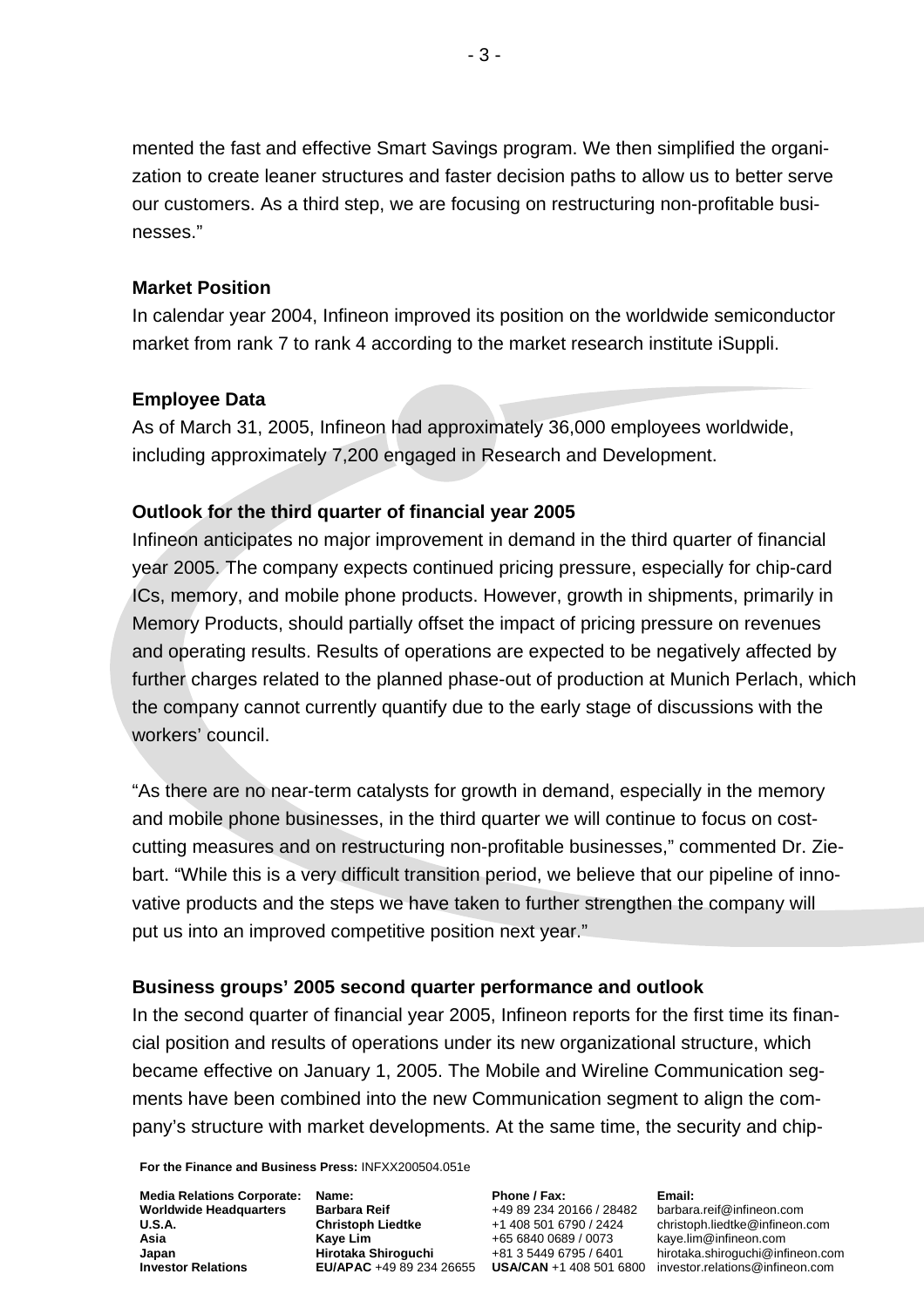mented the fast and effective Smart Savings program. We then simplified the organization to create leaner structures and faster decision paths to allow us to better serve our customers. As a third step, we are focusing on restructuring non-profitable businesses."

**Market Position**

In calendar year 2004, Infineon improved its position on the worldwide semiconductor market from rank 7 to rank 4 according to the market research institute iSuppli.

**Employee Data**

As of March 31, 2005, Infineon had approximately 36,000 employees worldwide, including approximately 7,200 engaged in Research and Development.

**Outlook for the third quarter of financial year 2005**

Infineon anticipates no major improvement in demand in the third quarter of financial year 2005. The company expects continued pricing pressure, especially for chip-card ICs, memory, and mobile phone products. However, growth in shipments, primarily in Memory Products, should partially offset the impact of pricing pressure on revenues and operating results. Results of operations are expected to be negatively affected by further charges related to the planned phase-out of production at Munich Perlach, which the company cannot currently quantify due to the early stage of discussions with the workers' council.

"As there are no near-term catalysts for growth in demand, especially in the memory and mobile phone businesses, in the third quarter we will continue to focus on cost-cutting measures and on restructuring non-profitable businesses," commented Dr. Ziebart. "While this is a very difficult transition period, we believe that our pipeline of innovative products and the steps we have taken to further strengthen the company will put us into an improved competitive position next year."

**Business groups' 2005 second quarter performance and outlook**

In the second quarter of financial year 2005, Infineon reports for the first time its financial position and results of operations under its new organizational structure, which became effective on January 1, 2005. The Mobile and Wireline Communication segments have been combined into the new Communication segment to align the company's structure with market developments. At the same time, the security and chip-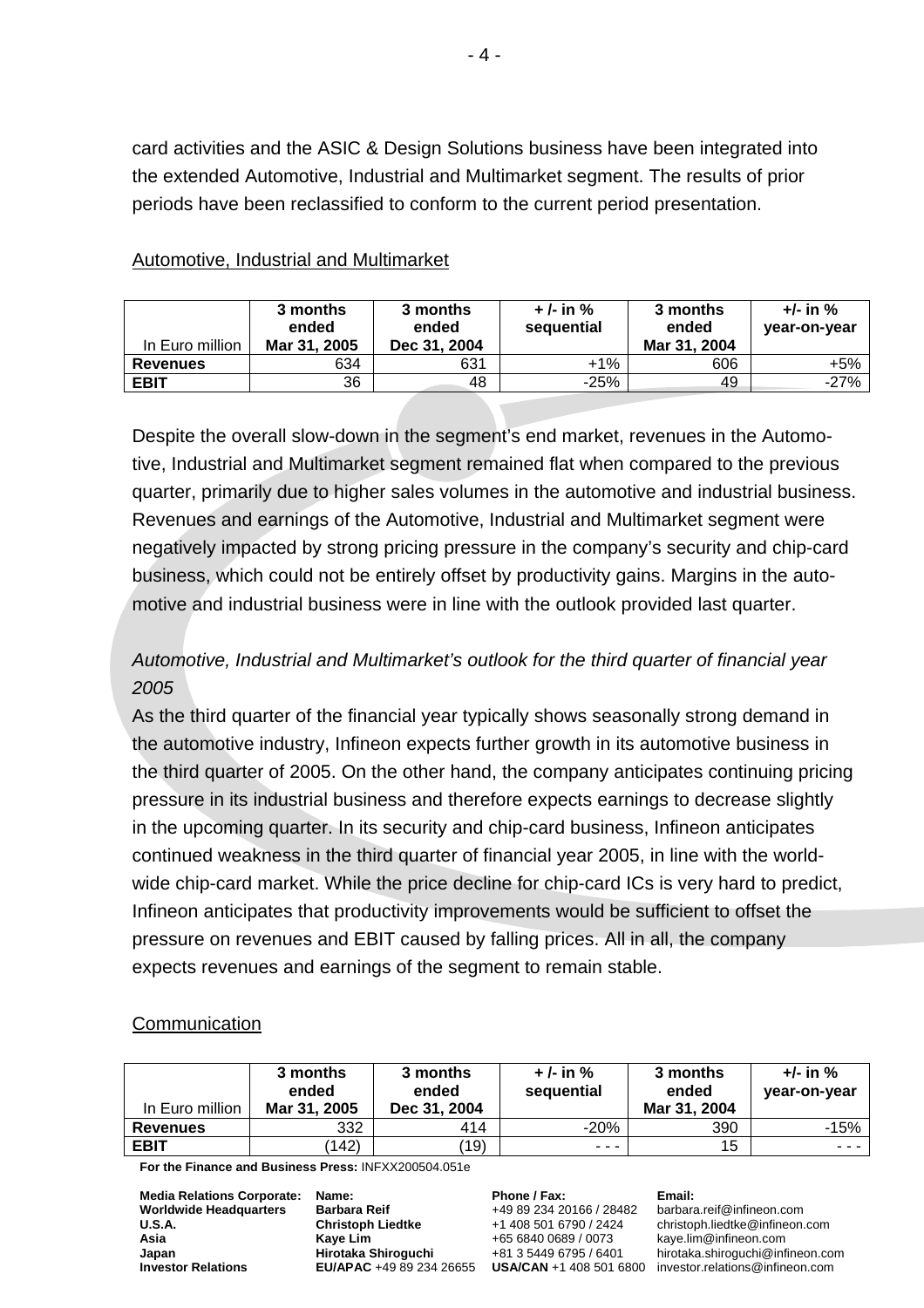card activities and the ASIC & Design Solutions business have been integrated into the extended Automotive, Industrial and Multimarket segment. The results of prior periods have been reclassified to conform to the current period presentation.

Automotive, Industrial and Multimarket

| In Euro million | 3 months ended Mar 31, 2005 | 3 months ended Dec 31, 2004 | + /- in % sequential | 3 months ended Mar 31, 2004 | +/- in % year-on-year |
|---|---|---|---|---|---|
| **Revenues** | 634 | 631 | +1% | 606 | +5% |
| **EBIT** | 36 | 48 | -25% | 49 | -27% |

Despite the overall slow-down in the segment's end market, revenues in the Automotive, Industrial and Multimarket segment remained flat when compared to the previous quarter, primarily due to higher sales volumes in the automotive and industrial business. Revenues and earnings of the Automotive, Industrial and Multimarket segment were negatively impacted by strong pricing pressure in the company's security and chip-card business, which could not be entirely offset by productivity gains. Margins in the automotive and industrial business were in line with the outlook provided last quarter.

*Automotive, Industrial and Multimarket's outlook for the third quarter of financial year 2005*

As the third quarter of the financial year typically shows seasonally strong demand in the automotive industry, Infineon expects further growth in its automotive business in the third quarter of 2005. On the other hand, the company anticipates continuing pricing pressure in its industrial business and therefore expects earnings to decrease slightly in the upcoming quarter. In its security and chip-card business, Infineon anticipates continued weakness in the third quarter of financial year 2005, in line with the worldwide chip-card market. While the price decline for chip-card ICs is very hard to predict, Infineon anticipates that productivity improvements would be sufficient to offset the pressure on revenues and EBIT caused by falling prices. All in all, the company expects revenues and earnings of the segment to remain stable.

Communication

| In Euro million | 3 months ended Mar 31, 2005 | 3 months ended Dec 31, 2004 | + /- in % sequential | 3 months ended Mar 31, 2004 | +/- in % year-on-year |
|---|---|---|---|---|---|
| **Revenues** | 332 | 414 | -20% | 390 | -15% |
| **EBIT** | (142) | (19) | - - - | 15 | - - - |

**For the Finance and Business Press:** INFXX200504.051e

| Media Relations Corporate: | Name: | Phone / Fax: | Email: |
|---|---|---|---|
| **Worldwide Headquarters** | **Barbara Reif** | +49 89 234 20166 / 28482 | barbara.reif@infineon.com |
| **U.S.A.** | **Christoph Liedtke** | +1 408 501 6790 / 2424 | christoph.liedtke@infineon.com |
| **Asia** | **Kaye Lim** | +65 6840 0689 / 0073 | kaye.lim@infineon.com |
| **Japan** | **Hirotaka Shiroguchi** | +81 3 5449 6795 / 6401 | hirotaka.shiroguchi@infineon.com |
| **Investor Relations** | **EU/APAC** +49 89 234 26655 | **USA/CAN** +1 408 501 6800 | investor.relations@infineon.com |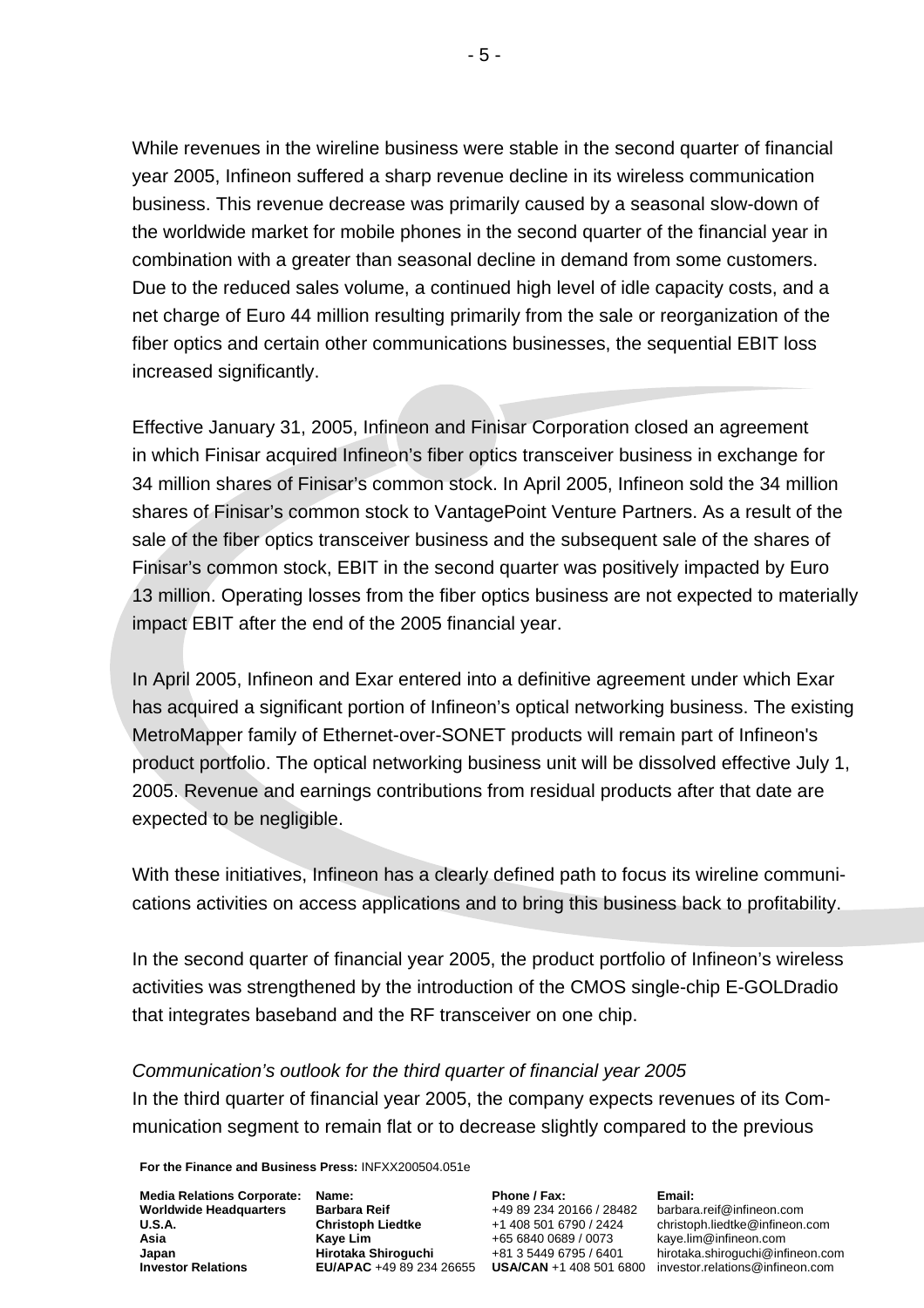While revenues in the wireline business were stable in the second quarter of financial year 2005, Infineon suffered a sharp revenue decline in its wireless communication business. This revenue decrease was primarily caused by a seasonal slow-down of the worldwide market for mobile phones in the second quarter of the financial year in combination with a greater than seasonal decline in demand from some customers. Due to the reduced sales volume, a continued high level of idle capacity costs, and a net charge of Euro 44 million resulting primarily from the sale or reorganization of the fiber optics and certain other communications businesses, the sequential EBIT loss increased significantly.

Effective January 31, 2005, Infineon and Finisar Corporation closed an agreement in which Finisar acquired Infineon's fiber optics transceiver business in exchange for 34 million shares of Finisar's common stock. In April 2005, Infineon sold the 34 million shares of Finisar's common stock to VantagePoint Venture Partners. As a result of the sale of the fiber optics transceiver business and the subsequent sale of the shares of Finisar's common stock, EBIT in the second quarter was positively impacted by Euro 13 million. Operating losses from the fiber optics business are not expected to materially impact EBIT after the end of the 2005 financial year.

In April 2005, Infineon and Exar entered into a definitive agreement under which Exar has acquired a significant portion of Infineon's optical networking business. The existing MetroMapper family of Ethernet-over-SONET products will remain part of Infineon's product portfolio. The optical networking business unit will be dissolved effective July 1, 2005. Revenue and earnings contributions from residual products after that date are expected to be negligible.

With these initiatives, Infineon has a clearly defined path to focus its wireline communications activities on access applications and to bring this business back to profitability.

In the second quarter of financial year 2005, the product portfolio of Infineon's wireless activities was strengthened by the introduction of the CMOS single-chip E-GOLDradio that integrates baseband and the RF transceiver on one chip.

*Communication's outlook for the third quarter of financial year 2005*

In the third quarter of financial year 2005, the company expects revenues of its Communication segment to remain flat or to decrease slightly compared to the previous

**For the Finance and Business Press:** INFXX200504.051e

| **Media Relations Corporate:** | **Name:** | **Phone / Fax:** | **Email:** |
|---|---|---|---|
| **Worldwide Headquarters** | **Barbara Reif** | +49 89 234 20166 / 28482 | barbara.reif@infineon.com |
| **U.S.A.** | **Christoph Liedtke** | +1 408 501 6790 / 2424 | christoph.liedtke@infineon.com |
| **Asia** | **Kaye Lim** | +65 6840 0689 / 0073 | kaye.lim@infineon.com |
| **Japan** | **Hirotaka Shiroguchi** | +81 3 5449 6795 / 6401 | hirotaka.shiroguchi@infineon.com |
| **Investor Relations** | **EU/APAC** +49 89 234 26655 | **USA/CAN** +1 408 501 6800 | investor.relations@infineon.com |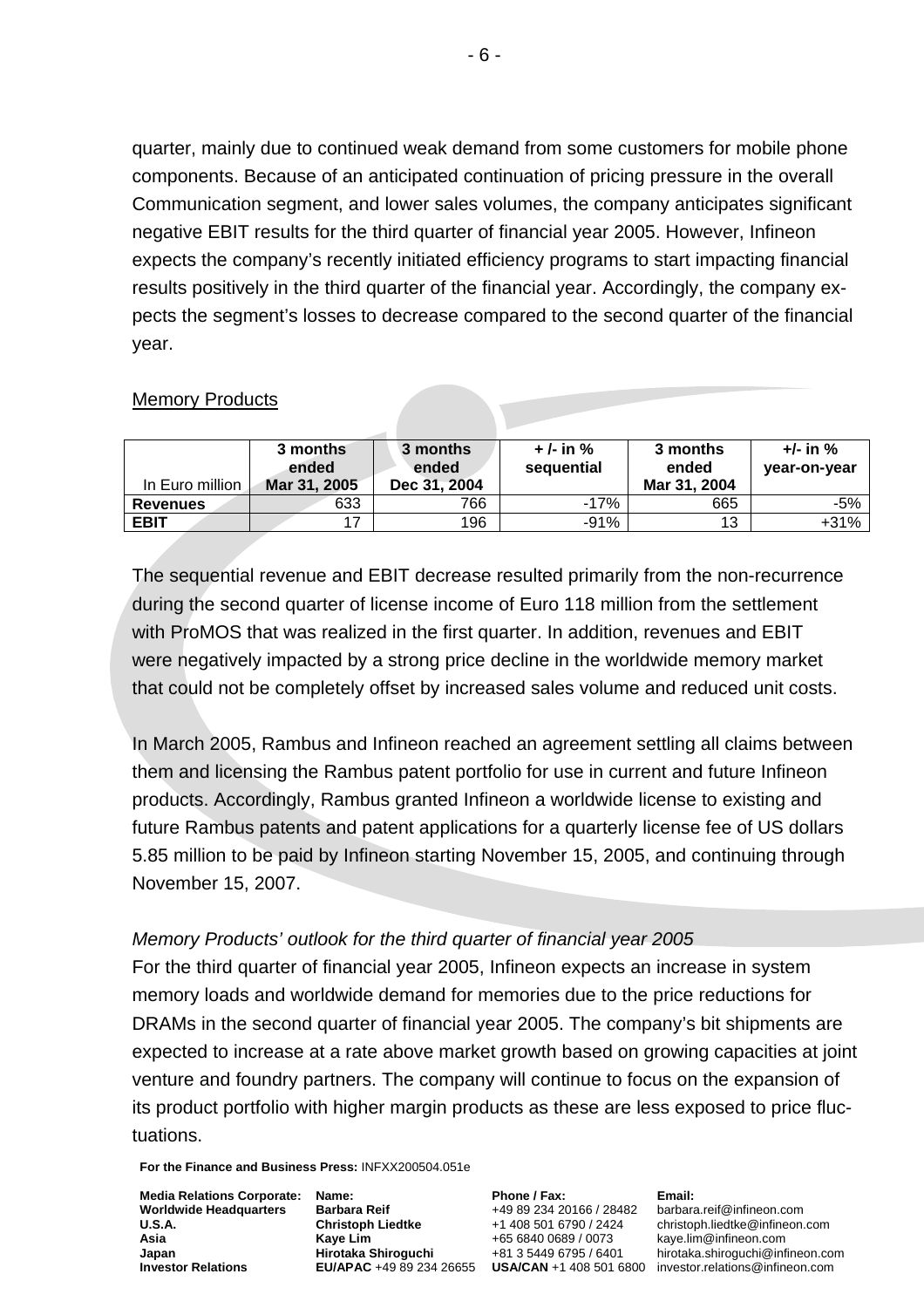quarter, mainly due to continued weak demand from some customers for mobile phone components. Because of an anticipated continuation of pricing pressure in the overall Communication segment, and lower sales volumes, the company anticipates significant negative EBIT results for the third quarter of financial year 2005. However, Infineon expects the company's recently initiated efficiency programs to start impacting financial results positively in the third quarter of the financial year. Accordingly, the company expects the segment's losses to decrease compared to the second quarter of the financial year.

## Memory Products

| In Euro million | 3 months ended Mar 31, 2005 | 3 months ended Dec 31, 2004 | + /- in % sequential | 3 months ended Mar 31, 2004 | +/- in % year-on-year |
|---|---|---|---|---|---|
| **Revenues** | 633 | 766 | -17% | 665 | -5% |
| **EBIT** | 17 | 196 | -91% | 13 | +31% |

The sequential revenue and EBIT decrease resulted primarily from the non-recurrence during the second quarter of license income of Euro 118 million from the settlement with ProMOS that was realized in the first quarter. In addition, revenues and EBIT were negatively impacted by a strong price decline in the worldwide memory market that could not be completely offset by increased sales volume and reduced unit costs.

In March 2005, Rambus and Infineon reached an agreement settling all claims between them and licensing the Rambus patent portfolio for use in current and future Infineon products. Accordingly, Rambus granted Infineon a worldwide license to existing and future Rambus patents and patent applications for a quarterly license fee of US dollars 5.85 million to be paid by Infineon starting November 15, 2005, and continuing through November 15, 2007.

*Memory Products' outlook for the third quarter of financial year 2005*

For the third quarter of financial year 2005, Infineon expects an increase in system memory loads and worldwide demand for memories due to the price reductions for DRAMs in the second quarter of financial year 2005. The company's bit shipments are expected to increase at a rate above market growth based on growing capacities at joint venture and foundry partners. The company will continue to focus on the expansion of its product portfolio with higher margin products as these are less exposed to price fluctuations.

**For the Finance and Business Press:** INFXX200504.051e

| **Media Relations Corporate:** | **Name:** | **Phone / Fax:** | **Email:** |
|---|---|---|---|
| **Worldwide Headquarters** | **Barbara Reif** | +49 89 234 20166 / 28482 | barbara.reif@infineon.com |
| **U.S.A.** | **Christoph Liedtke** | +1 408 501 6790 / 2424 | christoph.liedtke@infineon.com |
| **Asia** | **Kaye Lim** | +65 6840 0689 / 0073 | kaye.lim@infineon.com |
| **Japan** | **Hirotaka Shiroguchi** | +81 3 5449 6795 / 6401 | hirotaka.shiroguchi@infineon.com |
| **Investor Relations** | **EU/APAC** +49 89 234 26655 | **USA/CAN** +1 408 501 6800 | investor.relations@infineon.com |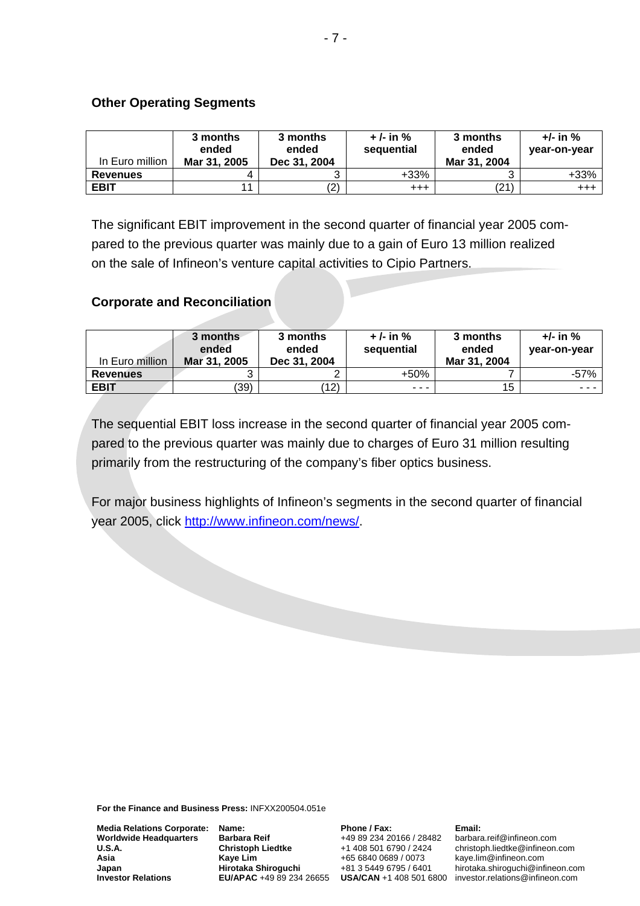## Other Operating Segments

| In Euro million | 3 months ended Mar 31, 2005 | 3 months ended Dec 31, 2004 | + /- in % sequential | 3 months ended Mar 31, 2004 | +/- in % year-on-year |
|---|---|---|---|---|---|
| **Revenues** | 4 | 3 | +33% | 3 | +33% |
| **EBIT** | 11 | (2) | +++ | (21) | +++ |

The significant EBIT improvement in the second quarter of financial year 2005 compared to the previous quarter was mainly due to a gain of Euro 13 million realized on the sale of Infineon's venture capital activities to Cipio Partners.

## Corporate and Reconciliation

| In Euro million | 3 months ended Mar 31, 2005 | 3 months ended Dec 31, 2004 | + /- in % sequential | 3 months ended Mar 31, 2004 | +/- in % year-on-year |
|---|---|---|---|---|---|
| **Revenues** | 3 | 2 | +50% | 7 | -57% |
| **EBIT** | (39) | (12) | - - - | 15 | - - - |

The sequential EBIT loss increase in the second quarter of financial year 2005 compared to the previous quarter was mainly due to charges of Euro 31 million resulting primarily from the restructuring of the company's fiber optics business.

For major business highlights of Infineon's segments in the second quarter of financial year 2005, click http://www.infineon.com/news/.

**For the Finance and Business Press:** INFXX200504.051e

| **Media Relations Corporate:** | **Name:** | **Phone / Fax:** | **Email:** |
|---|---|---|---|
| **Worldwide Headquarters** | **Barbara Reif** | +49 89 234 20166 / 28482 | barbara.reif@infineon.com |
| **U.S.A.** | **Christoph Liedtke** | +1 408 501 6790 / 2424 | christoph.liedtke@infineon.com |
| **Asia** | **Kaye Lim** | +65 6840 0689 / 0073 | kaye.lim@infineon.com |
| **Japan** | **Hirotaka Shiroguchi** | +81 3 5449 6795 / 6401 | hirotaka.shiroguchi@infineon.com |
| **Investor Relations** | **EU/APAC** +49 89 234 26655 | **USA/CAN** +1 408 501 6800 | investor.relations@infineon.com |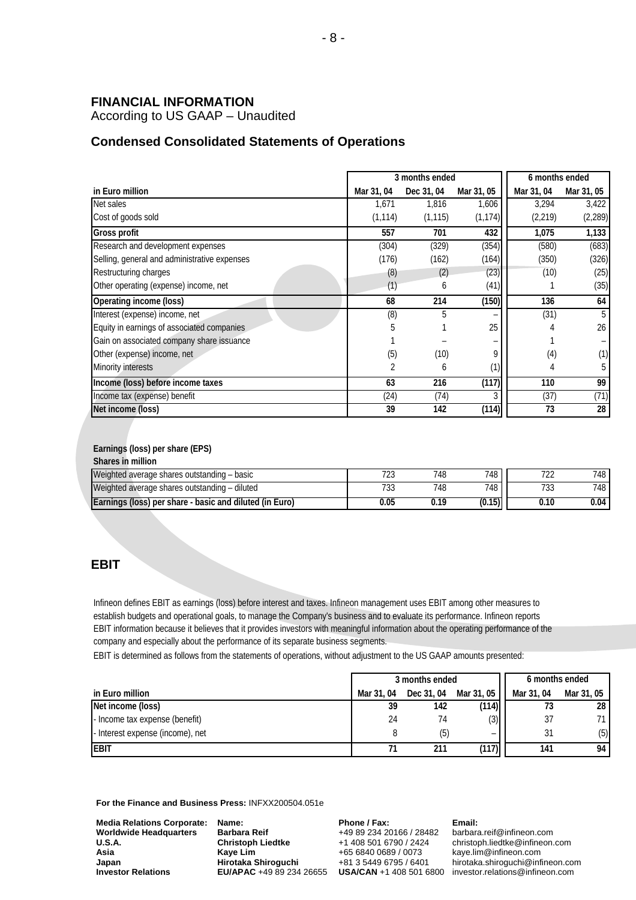## FINANCIAL INFORMATION

According to US GAAP – Unaudited

### Condensed Consolidated Statements of Operations

| | 3 months ended | | | 6 months ended | |
|---|---|---|---|---|---|
| in Euro million | Mar 31, 04 | Dec 31, 04 | Mar 31, 05 | Mar 31, 04 | Mar 31, 05 |
| Net sales | 1,671 | 1,816 | 1,606 | 3,294 | 3,422 |
| Cost of goods sold | (1,114) | (1,115) | (1,174) | (2,219) | (2,289) |
| **Gross profit** | **557** | **701** | **432** | **1,075** | **1,133** |
| Research and development expenses | (304) | (329) | (354) | (580) | (683) |
| Selling, general and administrative expenses | (176) | (162) | (164) | (350) | (326) |
| Restructuring charges | (8) | (2) | (23) | (10) | (25) |
| Other operating (expense) income, net | (1) | 6 | (41) | 1 | (35) |
| **Operating income (loss)** | **68** | **214** | **(150)** | **136** | **64** |
| Interest (expense) income, net | (8) | 5 | – | (31) | 5 |
| Equity in earnings of associated companies | 5 | 1 | 25 | 4 | 26 |
| Gain on associated company share issuance | 1 | – | – | 1 | – |
| Other (expense) income, net | (5) | (10) | 9 | (4) | (1) |
| Minority interests | 2 | 6 | (1) | 4 | 5 |
| **Income (loss) before income taxes** | **63** | **216** | **(117)** | **110** | **99** |
| Income tax (expense) benefit | (24) | (74) | 3 | (37) | (71) |
| **Net income (loss)** | **39** | **142** | **(114)** | **73** | **28** |

**Earnings (loss) per share (EPS)**
**Shares in million**

| | Mar 31, 04 | Dec 31, 04 | Mar 31, 05 | Mar 31, 04 | Mar 31, 05 |
|---|---|---|---|---|---|
| Weighted average shares outstanding – basic | 723 | 748 | 748 | 722 | 748 |
| Weighted average shares outstanding – diluted | 733 | 748 | 748 | 733 | 748 |
| **Earnings (loss) per share - basic and diluted (in Euro)** | **0.05** | **0.19** | **(0.15)** | **0.10** | **0.04** |

## EBIT

Infineon defines EBIT as earnings (loss) before interest and taxes. Infineon management uses EBIT among other measures to establish budgets and operational goals, to manage the Company's business and to evaluate its performance. Infineon reports EBIT information because it believes that it provides investors with meaningful information about the operating performance of the company and especially about the performance of its separate business segments.

EBIT is determined as follows from the statements of operations, without adjustment to the US GAAP amounts presented:

| | 3 months ended | | | 6 months ended | |
|---|---|---|---|---|---|
| in Euro million | Mar 31, 04 | Dec 31, 04 | Mar 31, 05 | Mar 31, 04 | Mar 31, 05 |
| **Net income (loss)** | **39** | **142** | **(114)** | **73** | **28** |
| - Income tax expense (benefit) | 24 | 74 | (3) | 37 | 71 |
| - Interest expense (income), net | 8 | (5) | – | 31 | (5) |
| **EBIT** | **71** | **211** | **(117)** | **141** | **94** |

**For the Finance and Business Press:** INFXX200504.051e

| Media Relations Corporate: | Name: | Phone / Fax: | Email: |
|---|---|---|---|
| **Worldwide Headquarters** | **Barbara Reif** | +49 89 234 20166 / 28482 | barbara.reif@infineon.com |
| **U.S.A.** | **Christoph Liedtke** | +1 408 501 6790 / 2424 | christoph.liedtke@infineon.com |
| **Asia** | **Kaye Lim** | +65 6840 0689 / 0073 | kaye.lim@infineon.com |
| **Japan** | **Hirotaka Shiroguchi** | +81 3 5449 6795 / 6401 | hirotaka.shiroguchi@infineon.com |
| **Investor Relations** | **EU/APAC** +49 89 234 26655 | **USA/CAN** +1 408 501 6800 | investor.relations@infineon.com |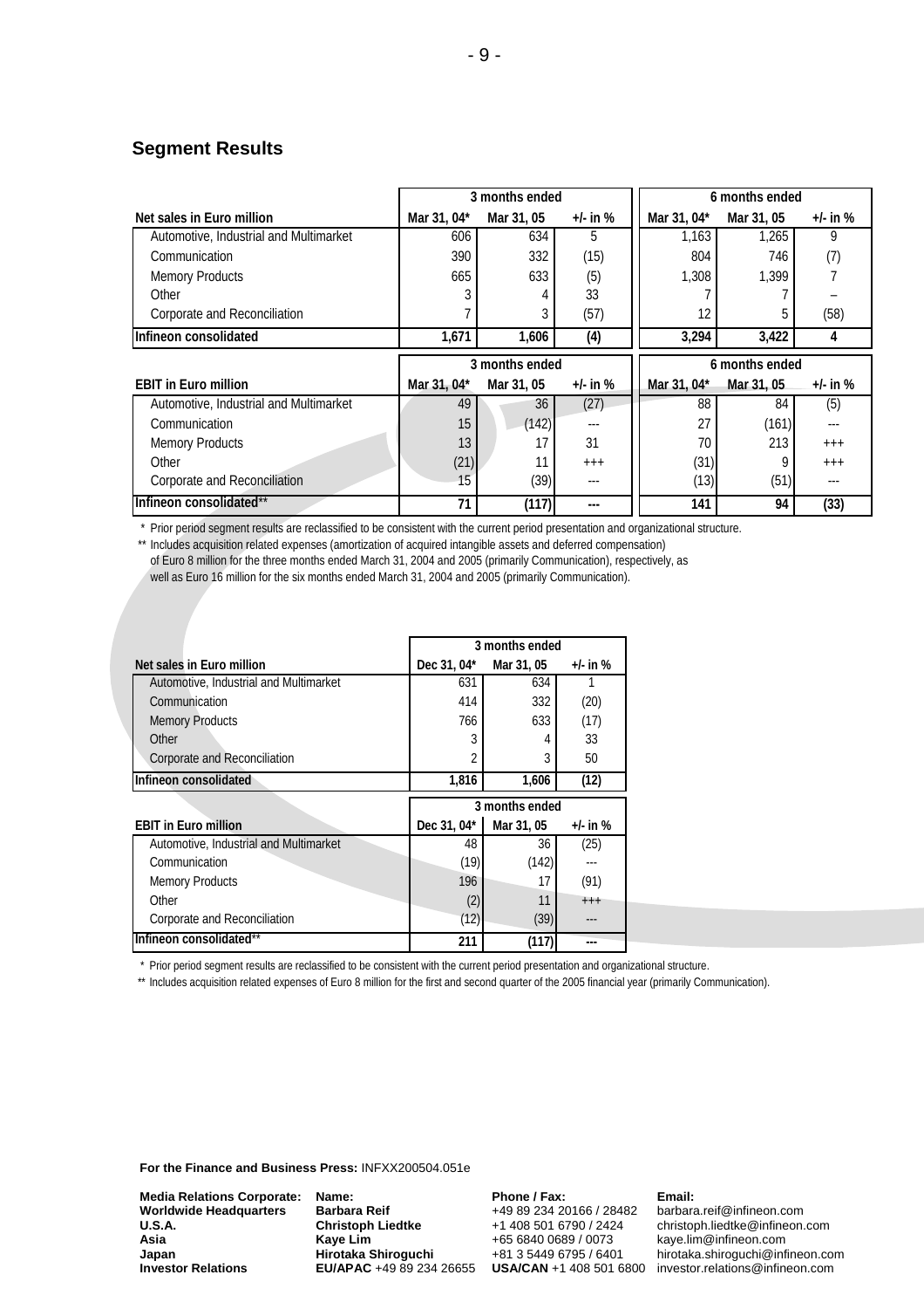## Segment Results

| Net sales in Euro million | 3 months ended | | | 6 months ended | | |
|---|---|---|---|---|---|---|
| | Mar 31, 04* | Mar 31, 05 | +/- in % | Mar 31, 04* | Mar 31, 05 | +/- in % |
| Automotive, Industrial and Multimarket | 606 | 634 | 5 | 1,163 | 1,265 | 9 |
| Communication | 390 | 332 | (15) | 804 | 746 | (7) |
| Memory Products | 665 | 633 | (5) | 1,308 | 1,399 | 7 |
| Other | 3 | 4 | 33 | 7 | 7 | – |
| Corporate and Reconciliation | 7 | 3 | (57) | 12 | 5 | (58) |
| **Infineon consolidated** | **1,671** | **1,606** | **(4)** | **3,294** | **3,422** | **4** |

| EBIT in Euro million | 3 months ended | | | 6 months ended | | |
|---|---|---|---|---|---|---|
| | Mar 31, 04* | Mar 31, 05 | +/- in % | Mar 31, 04* | Mar 31, 05 | +/- in % |
| Automotive, Industrial and Multimarket | 49 | 36 | (27) | 88 | 84 | (5) |
| Communication | 15 | (142) | --- | 27 | (161) | --- |
| Memory Products | 13 | 17 | 31 | 70 | 213 | +++ |
| Other | (21) | 11 | +++ | (31) | 9 | +++ |
| Corporate and Reconciliation | 15 | (39) | --- | (13) | (51) | --- |
| **Infineon consolidated**\*\* | **71** | **(117)** | **---** | **141** | **94** | **(33)** |

\* Prior period segment results are reclassified to be consistent with the current period presentation and organizational structure.

\*\* Includes acquisition related expenses (amortization of acquired intangible assets and deferred compensation) of Euro 8 million for the three months ended March 31, 2004 and 2005 (primarily Communication), respectively, as well as Euro 16 million for the six months ended March 31, 2004 and 2005 (primarily Communication).

| Net sales in Euro million | 3 months ended | | |
|---|---|---|---|
| | Dec 31, 04* | Mar 31, 05 | +/- in % |
| Automotive, Industrial and Multimarket | 631 | 634 | 1 |
| Communication | 414 | 332 | (20) |
| Memory Products | 766 | 633 | (17) |
| Other | 3 | 4 | 33 |
| Corporate and Reconciliation | 2 | 3 | 50 |
| **Infineon consolidated** | **1,816** | **1,606** | **(12)** |

| EBIT in Euro million | 3 months ended | | |
|---|---|---|---|
| | Dec 31, 04* | Mar 31, 05 | +/- in % |
| Automotive, Industrial and Multimarket | 48 | 36 | (25) |
| Communication | (19) | (142) | --- |
| Memory Products | 196 | 17 | (91) |
| Other | (2) | 11 | +++ |
| Corporate and Reconciliation | (12) | (39) | --- |
| **Infineon consolidated**\*\* | **211** | **(117)** | **---** |

\* Prior period segment results are reclassified to be consistent with the current period presentation and organizational structure.

\*\* Includes acquisition related expenses of Euro 8 million for the first and second quarter of the 2005 financial year (primarily Communication).

**For the Finance and Business Press:** INFXX200504.051e

| **Media Relations Corporate:** | **Name:** | **Phone / Fax:** | **Email:** |
|---|---|---|---|
| **Worldwide Headquarters** | **Barbara Reif** | +49 89 234 20166 / 28482 | barbara.reif@infineon.com |
| **U.S.A.** | **Christoph Liedtke** | +1 408 501 6790 / 2424 | christoph.liedtke@infineon.com |
| **Asia** | **Kaye Lim** | +65 6840 0689 / 0073 | kaye.lim@infineon.com |
| **Japan** | **Hirotaka Shiroguchi** | +81 3 5449 6795 / 6401 | hirotaka.shiroguchi@infineon.com |
| **Investor Relations** | **EU/APAC** +49 89 234 26655 | **USA/CAN** +1 408 501 6800 | investor.relations@infineon.com |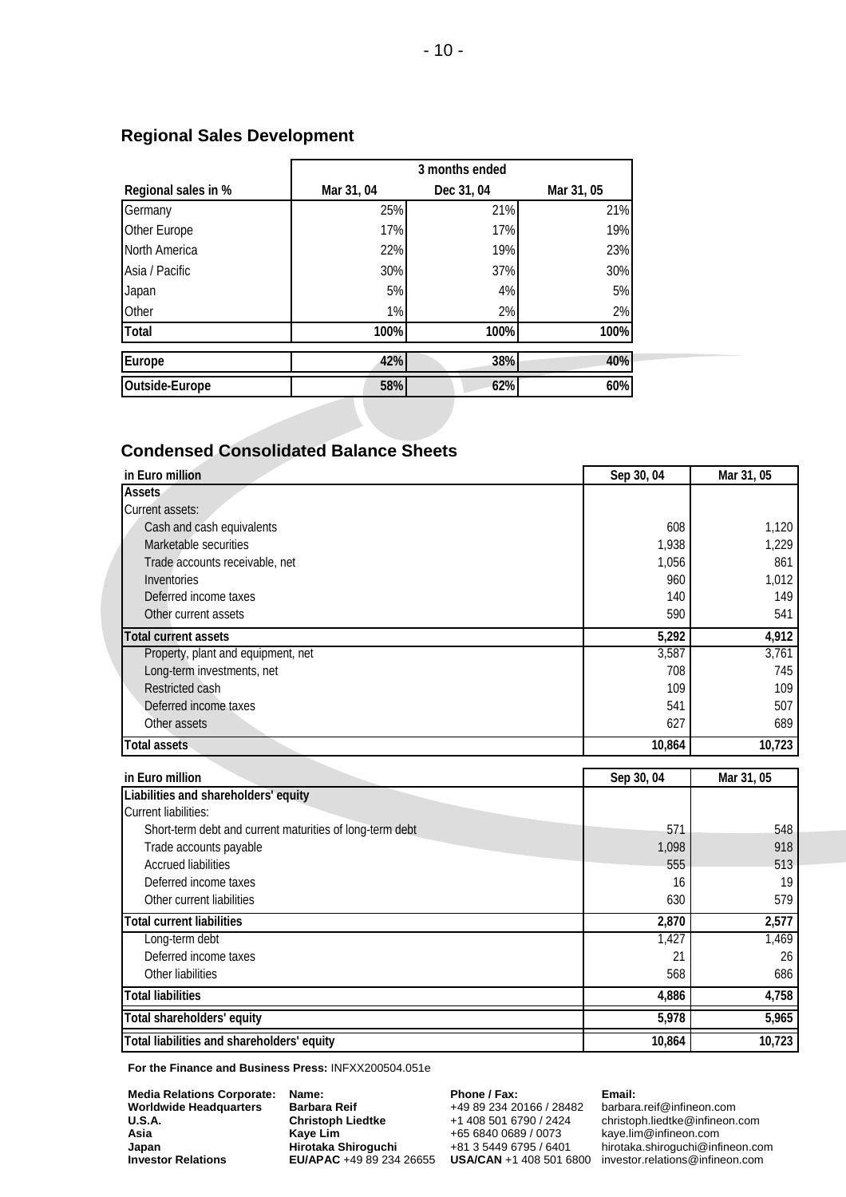## Regional Sales Development

| | 3 months ended | | |
|---|---|---|---|
| Regional sales in % | Mar 31, 04 | Dec 31, 04 | Mar 31, 05 |
| Germany | 25% | 21% | 21% |
| Other Europe | 17% | 17% | 19% |
| North America | 22% | 19% | 23% |
| Asia / Pacific | 30% | 37% | 30% |
| Japan | 5% | 4% | 5% |
| Other | 1% | 2% | 2% |
| **Total** | **100%** | **100%** | **100%** |
| **Europe** | **42%** | **38%** | **40%** |
| **Outside-Europe** | **58%** | **62%** | **60%** |

## Condensed Consolidated Balance Sheets

| in Euro million | Sep 30, 04 | Mar 31, 05 |
|---|---|---|
| **Assets** | | |
| Current assets: | | |
| Cash and cash equivalents | 608 | 1,120 |
| Marketable securities | 1,938 | 1,229 |
| Trade accounts receivable, net | 1,056 | 861 |
| Inventories | 960 | 1,012 |
| Deferred income taxes | 140 | 149 |
| Other current assets | 590 | 541 |
| **Total current assets** | **5,292** | **4,912** |
| Property, plant and equipment, net | 3,587 | 3,761 |
| Long-term investments, net | 708 | 745 |
| Restricted cash | 109 | 109 |
| Deferred income taxes | 541 | 507 |
| Other assets | 627 | 689 |
| **Total assets** | **10,864** | **10,723** |

| in Euro million | Sep 30, 04 | Mar 31, 05 |
|---|---|---|
| **Liabilities and shareholders' equity** | | |
| Current liabilities: | | |
| Short-term debt and current maturities of long-term debt | 571 | 548 |
| Trade accounts payable | 1,098 | 918 |
| Accrued liabilities | 555 | 513 |
| Deferred income taxes | 16 | 19 |
| Other current liabilities | 630 | 579 |
| **Total current liabilities** | **2,870** | **2,577** |
| Long-term debt | 1,427 | 1,469 |
| Deferred income taxes | 21 | 26 |
| Other liabilities | 568 | 686 |
| **Total liabilities** | **4,886** | **4,758** |
| **Total shareholders' equity** | **5,978** | **5,965** |
| **Total liabilities and shareholders' equity** | **10,864** | **10,723** |

**For the Finance and Business Press:** INFXX200504.051e

| **Media Relations Corporate:** | **Name:** | **Phone / Fax:** | **Email:** |
|---|---|---|---|
| **Worldwide Headquarters** | **Barbara Reif** | +49 89 234 20166 / 28482 | barbara.reif@infineon.com |
| **U.S.A.** | **Christoph Liedtke** | +1 408 501 6790 / 2424 | christoph.liedtke@infineon.com |
| **Asia** | **Kaye Lim** | +65 6840 0689 / 0073 | kaye.lim@infineon.com |
| **Japan** | **Hirotaka Shiroguchi** | +81 3 5449 6795 / 6401 | hirotaka.shiroguchi@infineon.com |
| **Investor Relations** | **EU/APAC** +49 89 234 26655 | **USA/CAN** +1 408 501 6800 | investor.relations@infineon.com |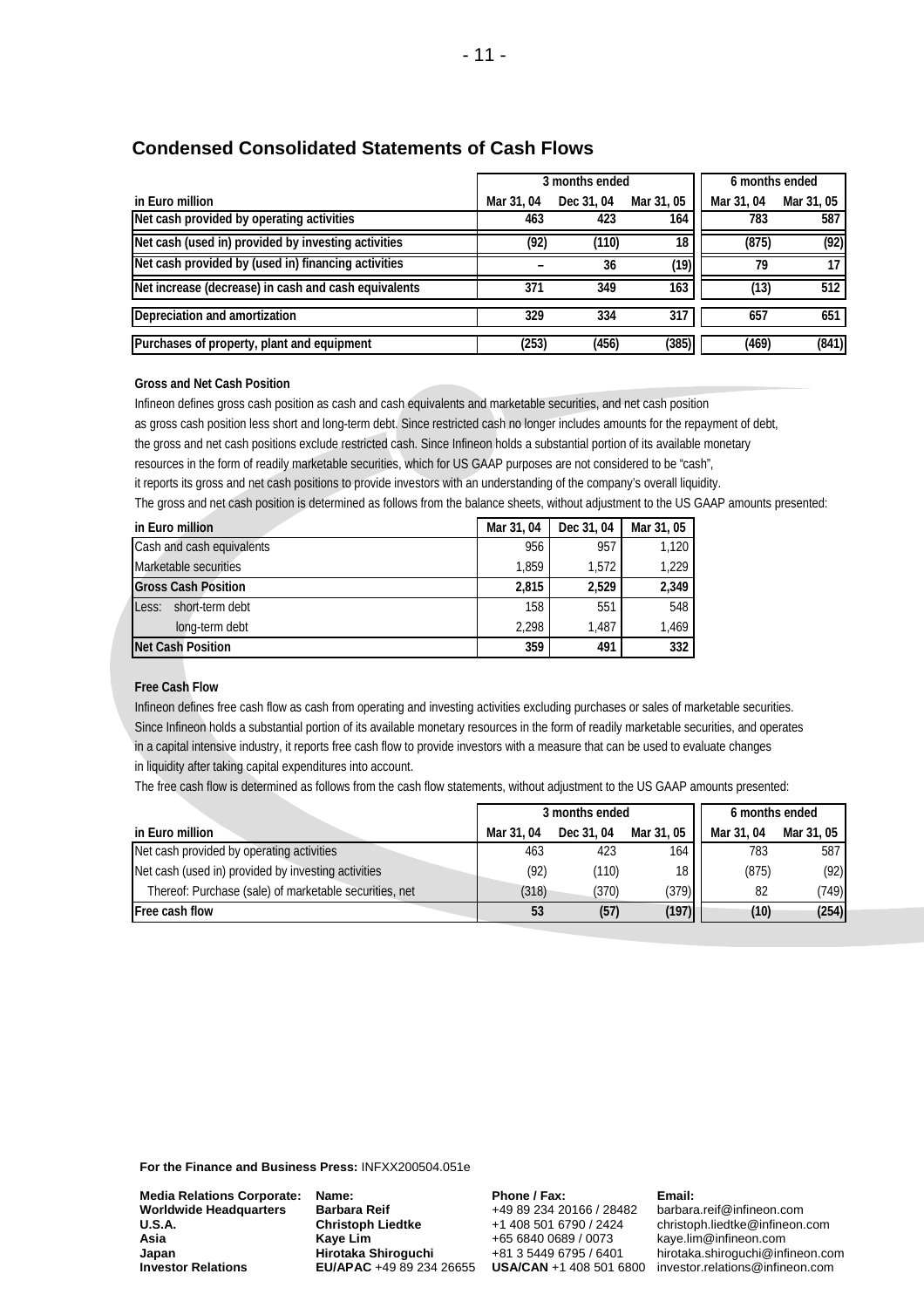## Condensed Consolidated Statements of Cash Flows

| in Euro million | 3 months ended | | | 6 months ended | |
|---|---|---|---|---|---|
| | Mar 31, 04 | Dec 31, 04 | Mar 31, 05 | Mar 31, 04 | Mar 31, 05 |
| **Net cash provided by operating activities** | 463 | 423 | 164 | 783 | 587 |
| **Net cash (used in) provided by investing activities** | (92) | (110) | 18 | (875) | (92) |
| **Net cash provided by (used in) financing activities** | – | 36 | (19) | 79 | 17 |
| **Net increase (decrease) in cash and cash equivalents** | 371 | 349 | 163 | (13) | 512 |
| **Depreciation and amortization** | 329 | 334 | 317 | 657 | 651 |
| **Purchases of property, plant and equipment** | (253) | (456) | (385) | (469) | (841) |

**Gross and Net Cash Position**

Infineon defines gross cash position as cash and cash equivalents and marketable securities, and net cash position as gross cash position less short and long-term debt. Since restricted cash no longer includes amounts for the repayment of debt, the gross and net cash positions exclude restricted cash. Since Infineon holds a substantial portion of its available monetary resources in the form of readily marketable securities, which for US GAAP purposes are not considered to be "cash", it reports its gross and net cash positions to provide investors with an understanding of the company's overall liquidity.
The gross and net cash position is determined as follows from the balance sheets, without adjustment to the US GAAP amounts presented:

| in Euro million | Mar 31, 04 | Dec 31, 04 | Mar 31, 05 |
|---|---|---|---|
| Cash and cash equivalents | 956 | 957 | 1,120 |
| Marketable securities | 1,859 | 1,572 | 1,229 |
| **Gross Cash Position** | **2,815** | **2,529** | **2,349** |
| Less: short-term debt | 158 | 551 | 548 |
| long-term debt | 2,298 | 1,487 | 1,469 |
| **Net Cash Position** | **359** | **491** | **332** |

**Free Cash Flow**

Infineon defines free cash flow as cash from operating and investing activities excluding purchases or sales of marketable securities. Since Infineon holds a substantial portion of its available monetary resources in the form of readily marketable securities, and operates in a capital intensive industry, it reports free cash flow to provide investors with a measure that can be used to evaluate changes in liquidity after taking capital expenditures into account.
The free cash flow is determined as follows from the cash flow statements, without adjustment to the US GAAP amounts presented:

| in Euro million | 3 months ended | | | 6 months ended | |
|---|---|---|---|---|---|
| | Mar 31, 04 | Dec 31, 04 | Mar 31, 05 | Mar 31, 04 | Mar 31, 05 |
| Net cash provided by operating activities | 463 | 423 | 164 | 783 | 587 |
| Net cash (used in) provided by investing activities | (92) | (110) | 18 | (875) | (92) |
| Thereof: Purchase (sale) of marketable securities, net | (318) | (370) | (379) | 82 | (749) |
| **Free cash flow** | **53** | **(57)** | **(197)** | **(10)** | **(254)** |

**For the Finance and Business Press:** INFXX200504.051e

| **Media Relations Corporate:** | **Name:** | **Phone / Fax:** | **Email:** |
|---|---|---|---|
| **Worldwide Headquarters** | **Barbara Reif** | +49 89 234 20166 / 28482 | barbara.reif@infineon.com |
| **U.S.A.** | **Christoph Liedtke** | +1 408 501 6790 / 2424 | christoph.liedtke@infineon.com |
| **Asia** | **Kaye Lim** | +65 6840 0689 / 0073 | kaye.lim@infineon.com |
| **Japan** | **Hirotaka Shiroguchi** | +81 3 5449 6795 / 6401 | hirotaka.shiroguchi@infineon.com |
| **Investor Relations** | **EU/APAC** +49 89 234 26655 | **USA/CAN** +1 408 501 6800 | investor.relations@infineon.com |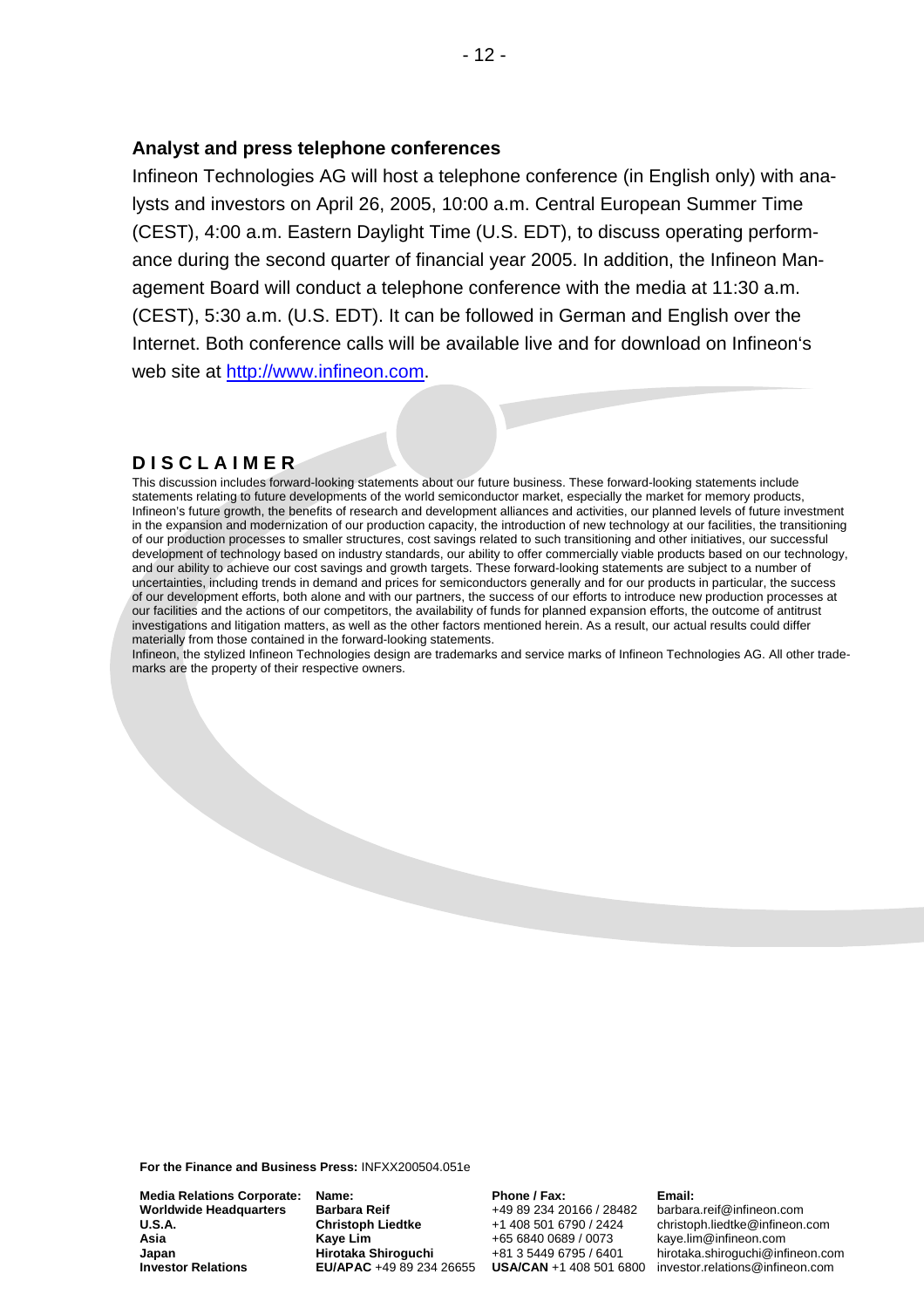## Analyst and press telephone conferences

Infineon Technologies AG will host a telephone conference (in English only) with analysts and investors on April 26, 2005, 10:00 a.m. Central European Summer Time (CEST), 4:00 a.m. Eastern Daylight Time (U.S. EDT), to discuss operating performance during the second quarter of financial year 2005. In addition, the Infineon Management Board will conduct a telephone conference with the media at 11:30 a.m. (CEST), 5:30 a.m. (U.S. EDT). It can be followed in German and English over the Internet. Both conference calls will be available live and for download on Infineon's web site at http://www.infineon.com.

## DISCLAIMER

This discussion includes forward-looking statements about our future business. These forward-looking statements include statements relating to future developments of the world semiconductor market, especially the market for memory products, Infineon's future growth, the benefits of research and development alliances and activities, our planned levels of future investment in the expansion and modernization of our production capacity, the introduction of new technology at our facilities, the transitioning of our production processes to smaller structures, cost savings related to such transitioning and other initiatives, our successful development of technology based on industry standards, our ability to offer commercially viable products based on our technology, and our ability to achieve our cost savings and growth targets. These forward-looking statements are subject to a number of uncertainties, including trends in demand and prices for semiconductors generally and for our products in particular, the success of our development efforts, both alone and with our partners, the success of our efforts to introduce new production processes at our facilities and the actions of our competitors, the availability of funds for planned expansion efforts, the outcome of antitrust investigations and litigation matters, as well as the other factors mentioned herein. As a result, our actual results could differ materially from those contained in the forward-looking statements.

Infineon, the stylized Infineon Technologies design are trademarks and service marks of Infineon Technologies AG. All other trademarks are the property of their respective owners.

**For the Finance and Business Press:** INFXX200504.051e

| **Media Relations Corporate:** | **Name:** | **Phone / Fax:** | **Email:** |
|---|---|---|---|
| **Worldwide Headquarters** | **Barbara Reif** | +49 89 234 20166 / 28482 | barbara.reif@infineon.com |
| **U.S.A.** | **Christoph Liedtke** | +1 408 501 6790 / 2424 | christoph.liedtke@infineon.com |
| **Asia** | **Kaye Lim** | +65 6840 0689 / 0073 | kaye.lim@infineon.com |
| **Japan** | **Hirotaka Shiroguchi** | +81 3 5449 6795 / 6401 | hirotaka.shiroguchi@infineon.com |
| **Investor Relations** | **EU/APAC** +49 89 234 26655 | **USA/CAN** +1 408 501 6800 | investor.relations@infineon.com |